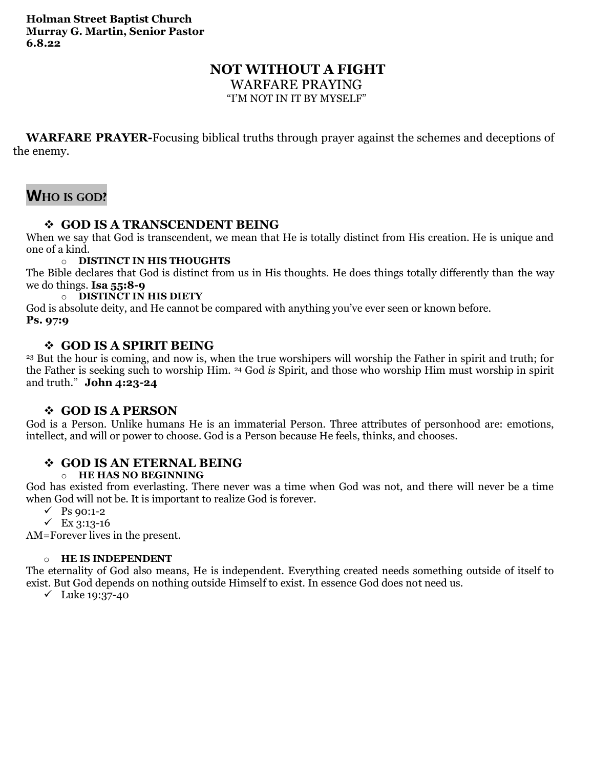**Holman Street Baptist Church**
**Murray G. Martin, Senior Pastor**
**6.8.22**

# NOT WITHOUT A FIGHT

## WARFARE PRAYING

### "I'M NOT IN IT BY MYSELF"

**WARFARE PRAYER-**Focusing biblical truths through prayer against the schemes and deceptions of the enemy.

## WHO IS GOD?

### ❖ GOD IS A TRANSCENDENT BEING

When we say that God is transcendent, we mean that He is totally distinct from His creation. He is unique and one of a kind.

- **DISTINCT IN HIS THOUGHTS**

The Bible declares that God is distinct from us in His thoughts. He does things totally differently than the way we do things. **Isa 55:8-9**

- **DISTINCT IN HIS DIETY**

God is absolute deity, and He cannot be compared with anything you've ever seen or known before.
**Ps. 97:9**

### ❖ GOD IS A SPIRIT BEING

[23] But the hour is coming, and now is, when the true worshipers will worship the Father in spirit and truth; for the Father is seeking such to worship Him. [24] God *is* Spirit, and those who worship Him must worship in spirit and truth." **John 4:23-24**

### ❖ GOD IS A PERSON

God is a Person. Unlike humans He is an immaterial Person. Three attributes of personhood are: emotions, intellect, and will or power to choose. God is a Person because He feels, thinks, and chooses.

### ❖ GOD IS AN ETERNAL BEING

- **HE HAS NO BEGINNING**

God has existed from everlasting. There never was a time when God was not, and there will never be a time when God will not be. It is important to realize God is forever.

- ✓ Ps 90:1-2
- ✓ Ex 3:13-16

AM=Forever lives in the present.

- **HE IS INDEPENDENT**

The eternality of God also means, He is independent. Everything created needs something outside of itself to exist. But God depends on nothing outside Himself to exist. In essence God does not need us.

- ✓ Luke 19:37-40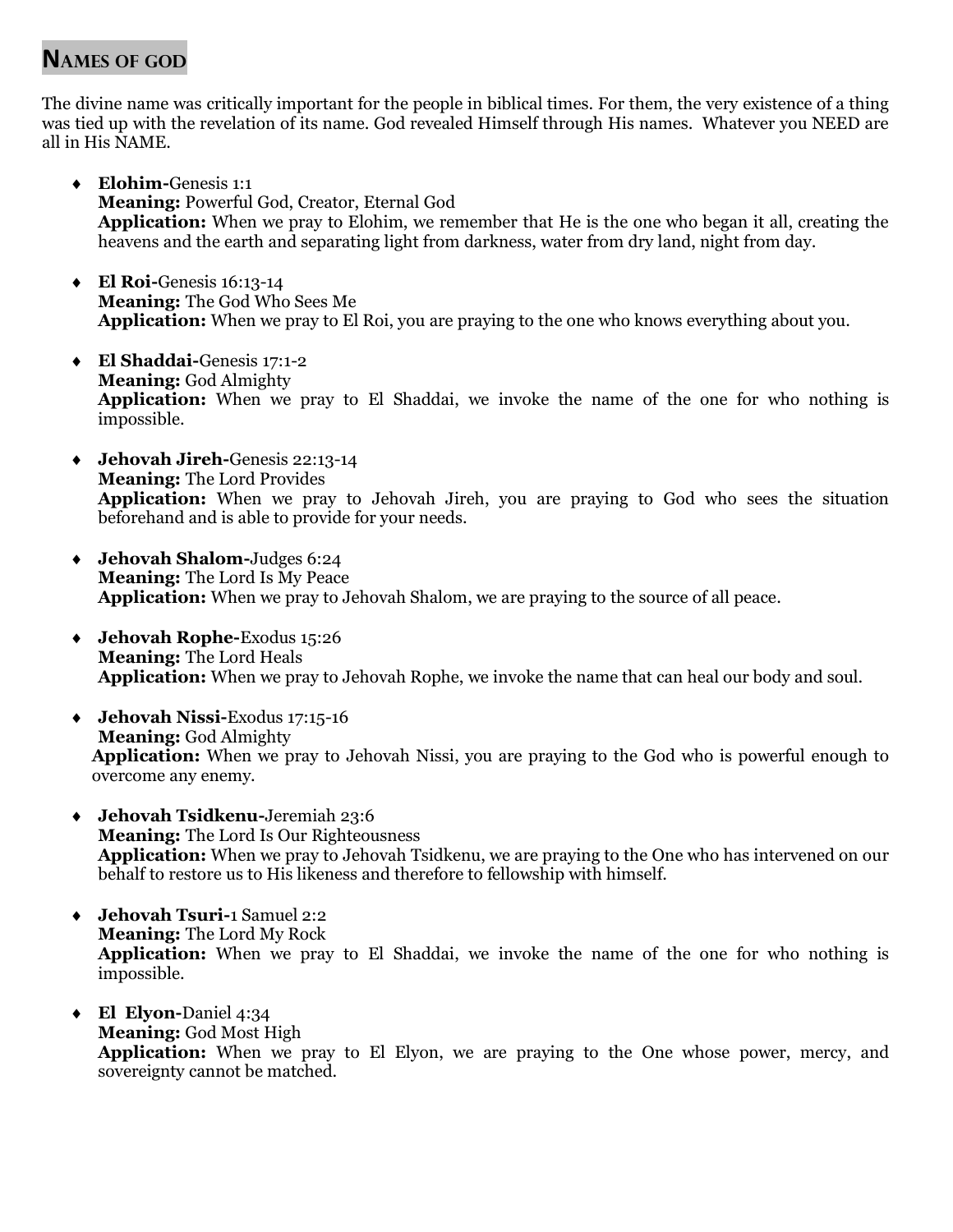## Names of God

The divine name was critically important for the people in biblical times. For them, the very existence of a thing was tied up with the revelation of its name. God revealed Himself through His names. Whatever you NEED are all in His NAME.

- **Elohim-**Genesis 1:1
  **Meaning:** Powerful God, Creator, Eternal God
  **Application:** When we pray to Elohim, we remember that He is the one who began it all, creating the heavens and the earth and separating light from darkness, water from dry land, night from day.

- **El Roi-**Genesis 16:13-14
  **Meaning:** The God Who Sees Me
  **Application:** When we pray to El Roi, you are praying to the one who knows everything about you.

- **El Shaddai-**Genesis 17:1-2
  **Meaning:** God Almighty
  **Application:** When we pray to El Shaddai, we invoke the name of the one for who nothing is impossible.

- **Jehovah Jireh-**Genesis 22:13-14
  **Meaning:** The Lord Provides
  **Application:** When we pray to Jehovah Jireh, you are praying to God who sees the situation beforehand and is able to provide for your needs.

- **Jehovah Shalom-**Judges 6:24
  **Meaning:** The Lord Is My Peace
  **Application:** When we pray to Jehovah Shalom, we are praying to the source of all peace.

- **Jehovah Rophe-**Exodus 15:26
  **Meaning:** The Lord Heals
  **Application:** When we pray to Jehovah Rophe, we invoke the name that can heal our body and soul.

- **Jehovah Nissi-**Exodus 17:15-16
  **Meaning:** God Almighty
  **Application:** When we pray to Jehovah Nissi, you are praying to the God who is powerful enough to overcome any enemy.

- **Jehovah Tsidkenu-**Jeremiah 23:6
  **Meaning:** The Lord Is Our Righteousness
  **Application:** When we pray to Jehovah Tsidkenu, we are praying to the One who has intervened on our behalf to restore us to His likeness and therefore to fellowship with himself.

- **Jehovah Tsuri-**1 Samuel 2:2
  **Meaning:** The Lord My Rock
  **Application:** When we pray to El Shaddai, we invoke the name of the one for who nothing is impossible.

- **El Elyon-**Daniel 4:34
  **Meaning:** God Most High
  **Application:** When we pray to El Elyon, we are praying to the One whose power, mercy, and sovereignty cannot be matched.